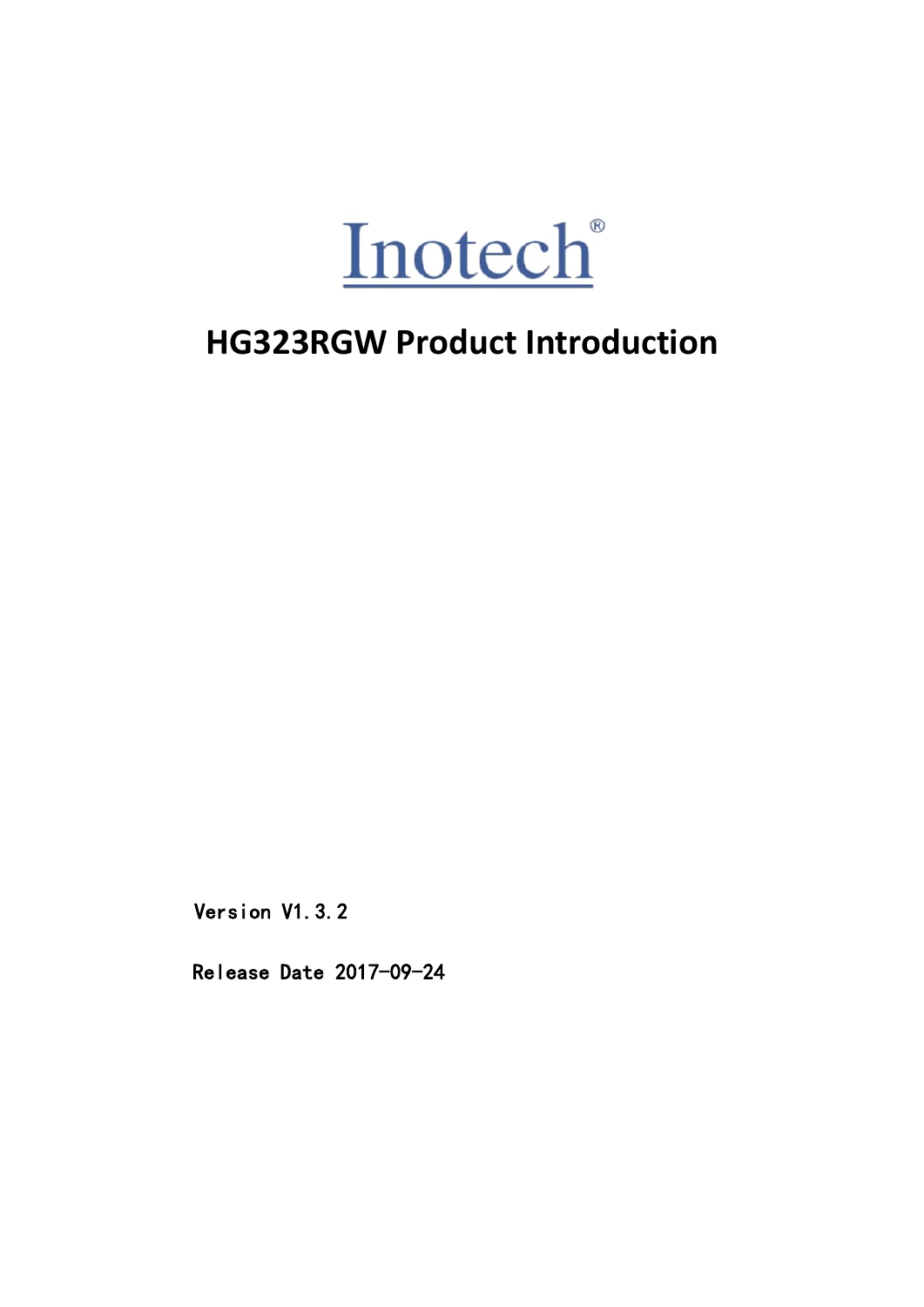Inotech®

# HG323RGW Product Introduction

Version V1.3.2

Release Date 2017-09-24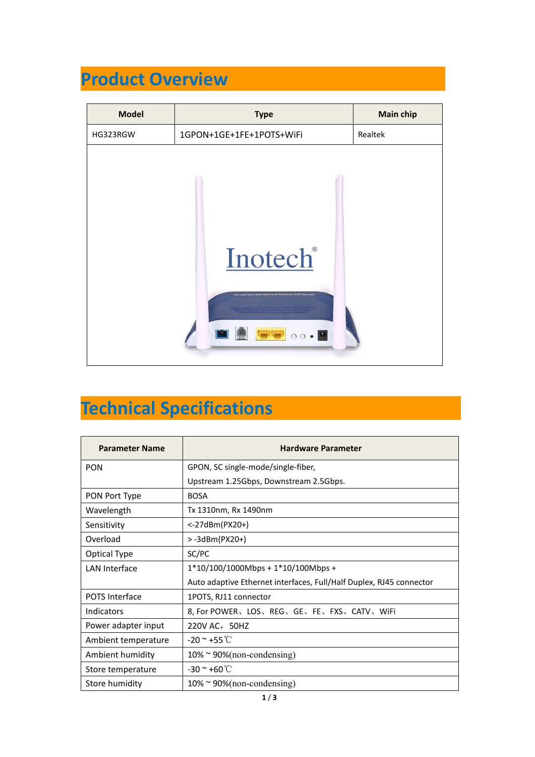# Product Overview

| Model | Type | Main chip |
|---|---|---|
| HG323RGW | 1GPON+1GE+1FE+1POTS+WiFi | Realtek |

# Technical Specifications

| Parameter Name | Hardware Parameter |
|---|---|
| PON | GPON, SC single-mode/single-fiber,<br>Upstream 1.25Gbps, Downstream 2.5Gbps. |
| PON Port Type | BOSA |
| Wavelength | Tx 1310nm, Rx 1490nm |
| Sensitivity | <-27dBm(PX20+) |
| Overload | > -3dBm(PX20+) |
| Optical Type | SC/PC |
| LAN Interface | 1*10/100/1000Mbps + 1*10/100Mbps +<br>Auto adaptive Ethernet interfaces, Full/Half Duplex, RJ45 connector |
| POTS Interface | 1POTS, RJ11 connector |
| Indicators | 8, For POWER、LOS、REG、GE、FE、FXS、CATV、WiFi |
| Power adapter input | 220V AC，50HZ |
| Ambient temperature | -20 ~ +55℃ |
| Ambient humidity | 10% ~ 90%(non-condensing) |
| Store temperature | -30 ~ +60℃ |
| Store humidity | 10% ~ 90%(non-condensing) |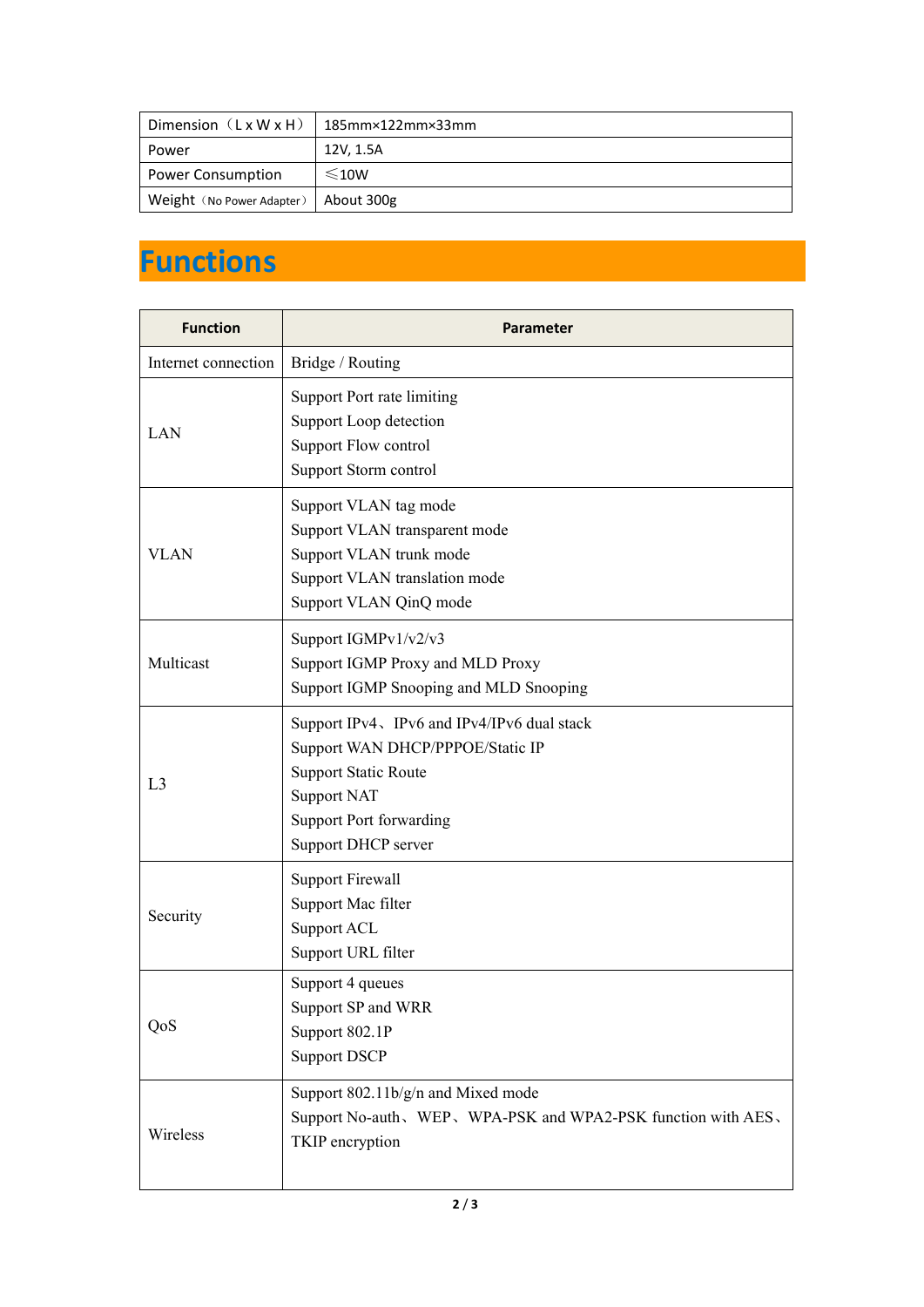| Dimension（L x W x H） | 185mm×122mm×33mm |
|---|---|
| Power | 12V, 1.5A |
| Power Consumption | ≤10W |
| Weight（No Power Adapter） | About 300g |

# Functions

| Function | Parameter |
|---|---|
| Internet connection | Bridge / Routing |
| LAN | Support Port rate limiting<br>Support Loop detection<br>Support Flow control<br>Support Storm control |
| VLAN | Support VLAN tag mode<br>Support VLAN transparent mode<br>Support VLAN trunk mode<br>Support VLAN translation mode<br>Support VLAN QinQ mode |
| Multicast | Support IGMPv1/v2/v3<br>Support IGMP Proxy and MLD Proxy<br>Support IGMP Snooping and MLD Snooping |
| L3 | Support IPv4、IPv6 and IPv4/IPv6 dual stack<br>Support WAN DHCP/PPPOE/Static IP<br>Support Static Route<br>Support NAT<br>Support Port forwarding<br>Support DHCP server |
| Security | Support Firewall<br>Support Mac filter<br>Support ACL<br>Support URL filter |
| QoS | Support 4 queues<br>Support SP and WRR<br>Support 802.1P<br>Support DSCP |
| Wireless | Support 802.11b/g/n and Mixed mode<br>Support No-auth、WEP、WPA-PSK and WPA2-PSK function with AES、TKIP encryption |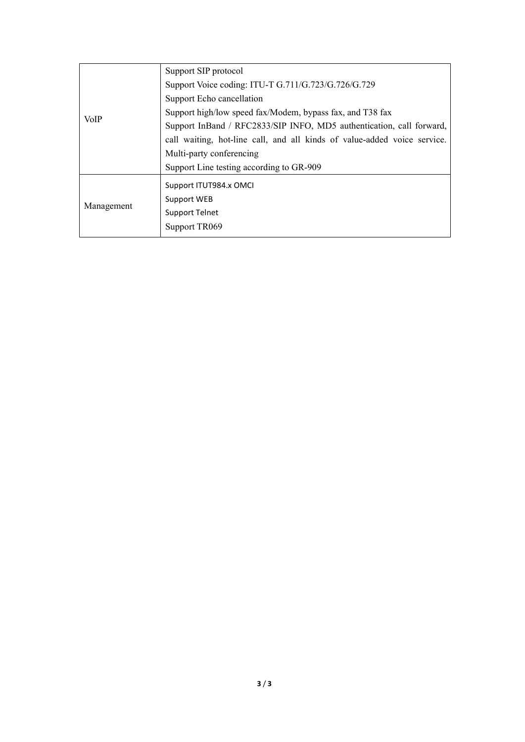| | |
|---|---|
| VoIP | Support SIP protocol<br>Support Voice coding: ITU-T G.711/G.723/G.726/G.729<br>Support Echo cancellation<br>Support high/low speed fax/Modem, bypass fax, and T38 fax<br>Support InBand / RFC2833/SIP INFO, MD5 authentication, call forward, call waiting, hot-line call, and all kinds of value-added voice service.<br>Multi-party conferencing<br>Support Line testing according to GR-909 |
| Management | Support ITUT984.x OMCI<br>Support WEB<br>Support Telnet<br>Support TR069 |